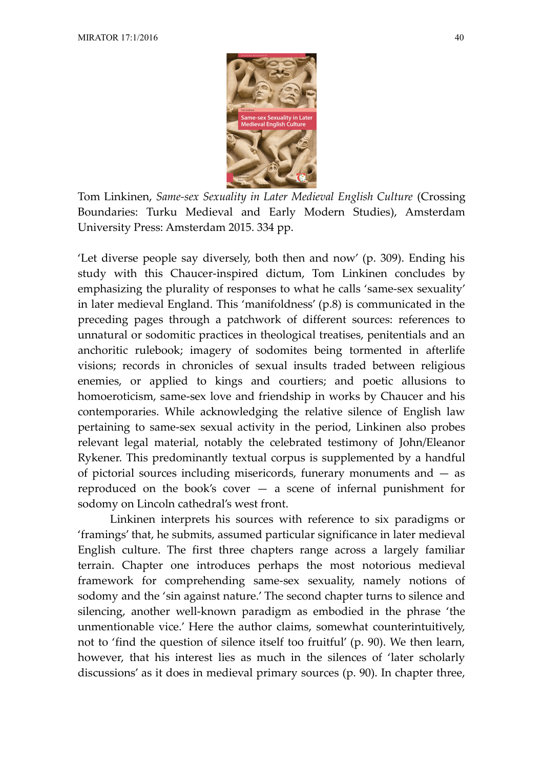Tom Linkinen, *Same-sex Sexuality in Later Medieval English Culture* (Crossing Boundaries: Turku Medieval and Early Modern Studies), Amsterdam University Press: Amsterdam 2015. 334 pp.

'Let diverse people say diversely, both then and now' (p. 309). Ending his study with this Chaucer-inspired dictum, Tom Linkinen concludes by emphasizing the plurality of responses to what he calls 'same-sex sexuality' in later medieval England. This 'manifoldness' (p.8) is communicated in the preceding pages through a patchwork of different sources: references to unnatural or sodomitic practices in theological treatises, penitentials and an anchoritic rulebook; imagery of sodomites being tormented in afterlife visions; records in chronicles of sexual insults traded between religious enemies, or applied to kings and courtiers; and poetic allusions to homoeroticism, same-sex love and friendship in works by Chaucer and his contemporaries. While acknowledging the relative silence of English law pertaining to same-sex sexual activity in the period, Linkinen also probes relevant legal material, notably the celebrated testimony of John/Eleanor Rykener. This predominantly textual corpus is supplemented by a handful of pictorial sources including misericords, funerary monuments and — as reproduced on the book's cover — a scene of infernal punishment for sodomy on Lincoln cathedral's west front.

Linkinen interprets his sources with reference to six paradigms or 'framings' that, he submits, assumed particular significance in later medieval English culture. The first three chapters range across a largely familiar terrain. Chapter one introduces perhaps the most notorious medieval framework for comprehending same-sex sexuality, namely notions of sodomy and the 'sin against nature.' The second chapter turns to silence and silencing, another well-known paradigm as embodied in the phrase 'the unmentionable vice.' Here the author claims, somewhat counterintuitively, not to 'find the question of silence itself too fruitful' (p. 90). We then learn, however, that his interest lies as much in the silences of 'later scholarly discussions' as it does in medieval primary sources (p. 90). In chapter three,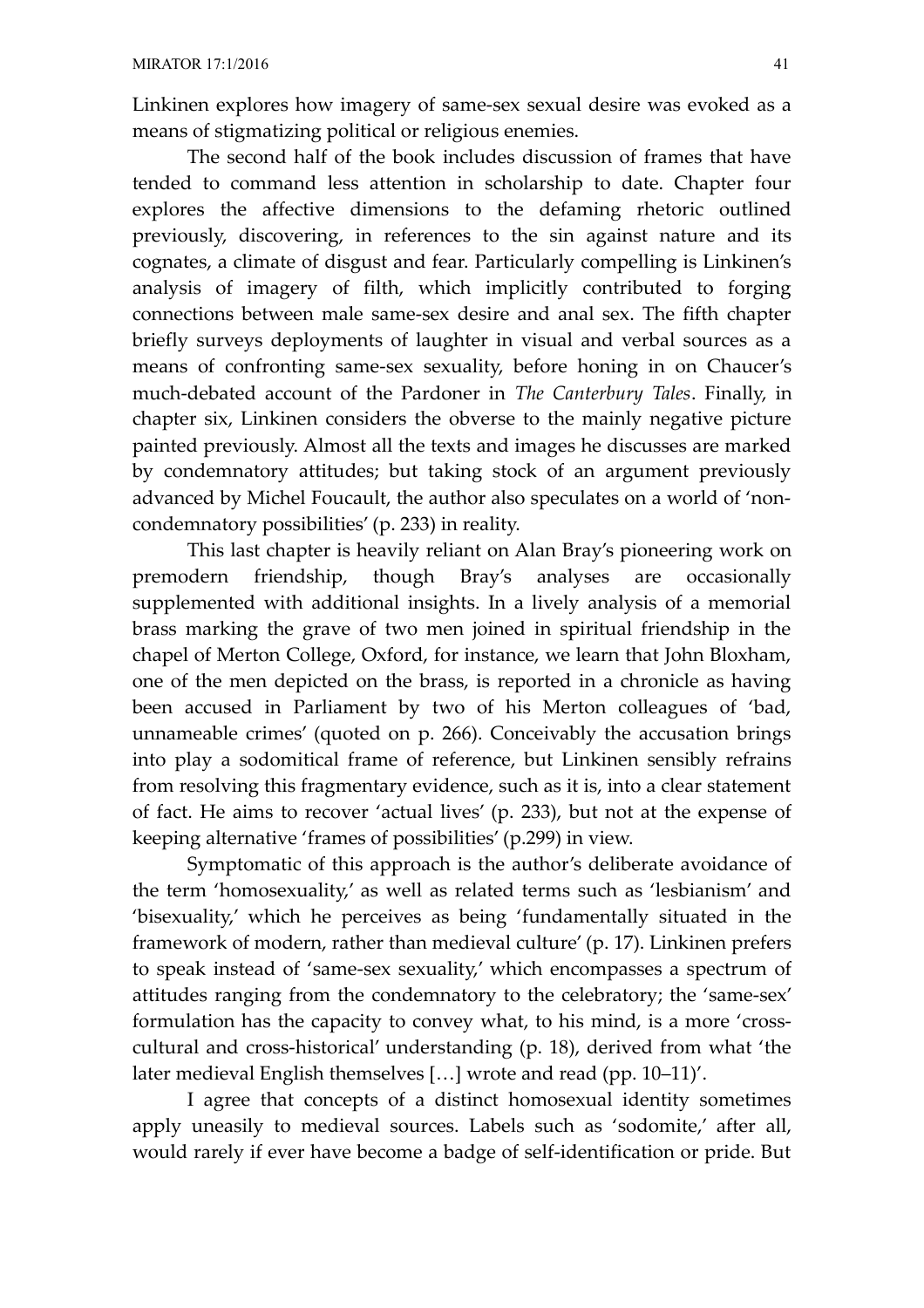Linkinen explores how imagery of same-sex sexual desire was evoked as a means of stigmatizing political or religious enemies.

The second half of the book includes discussion of frames that have tended to command less attention in scholarship to date. Chapter four explores the affective dimensions to the defaming rhetoric outlined previously, discovering, in references to the sin against nature and its cognates, a climate of disgust and fear. Particularly compelling is Linkinen's analysis of imagery of filth, which implicitly contributed to forging connections between male same-sex desire and anal sex. The fifth chapter briefly surveys deployments of laughter in visual and verbal sources as a means of confronting same-sex sexuality, before honing in on Chaucer's much-debated account of the Pardoner in *The Canterbury Tales*. Finally, in chapter six, Linkinen considers the obverse to the mainly negative picture painted previously. Almost all the texts and images he discusses are marked by condemnatory attitudes; but taking stock of an argument previously advanced by Michel Foucault, the author also speculates on a world of 'non-condemnatory possibilities' (p. 233) in reality.

This last chapter is heavily reliant on Alan Bray's pioneering work on premodern friendship, though Bray's analyses are occasionally supplemented with additional insights. In a lively analysis of a memorial brass marking the grave of two men joined in spiritual friendship in the chapel of Merton College, Oxford, for instance, we learn that John Bloxham, one of the men depicted on the brass, is reported in a chronicle as having been accused in Parliament by two of his Merton colleagues of 'bad, unnameable crimes' (quoted on p. 266). Conceivably the accusation brings into play a sodomitical frame of reference, but Linkinen sensibly refrains from resolving this fragmentary evidence, such as it is, into a clear statement of fact. He aims to recover 'actual lives' (p. 233), but not at the expense of keeping alternative 'frames of possibilities' (p.299) in view.

Symptomatic of this approach is the author's deliberate avoidance of the term 'homosexuality,' as well as related terms such as 'lesbianism' and 'bisexuality,' which he perceives as being 'fundamentally situated in the framework of modern, rather than medieval culture' (p. 17). Linkinen prefers to speak instead of 'same-sex sexuality,' which encompasses a spectrum of attitudes ranging from the condemnatory to the celebratory; the 'same-sex' formulation has the capacity to convey what, to his mind, is a more 'cross-cultural and cross-historical' understanding (p. 18), derived from what 'the later medieval English themselves […] wrote and read (pp. 10–11)'.

I agree that concepts of a distinct homosexual identity sometimes apply uneasily to medieval sources. Labels such as 'sodomite,' after all, would rarely if ever have become a badge of self-identification or pride. But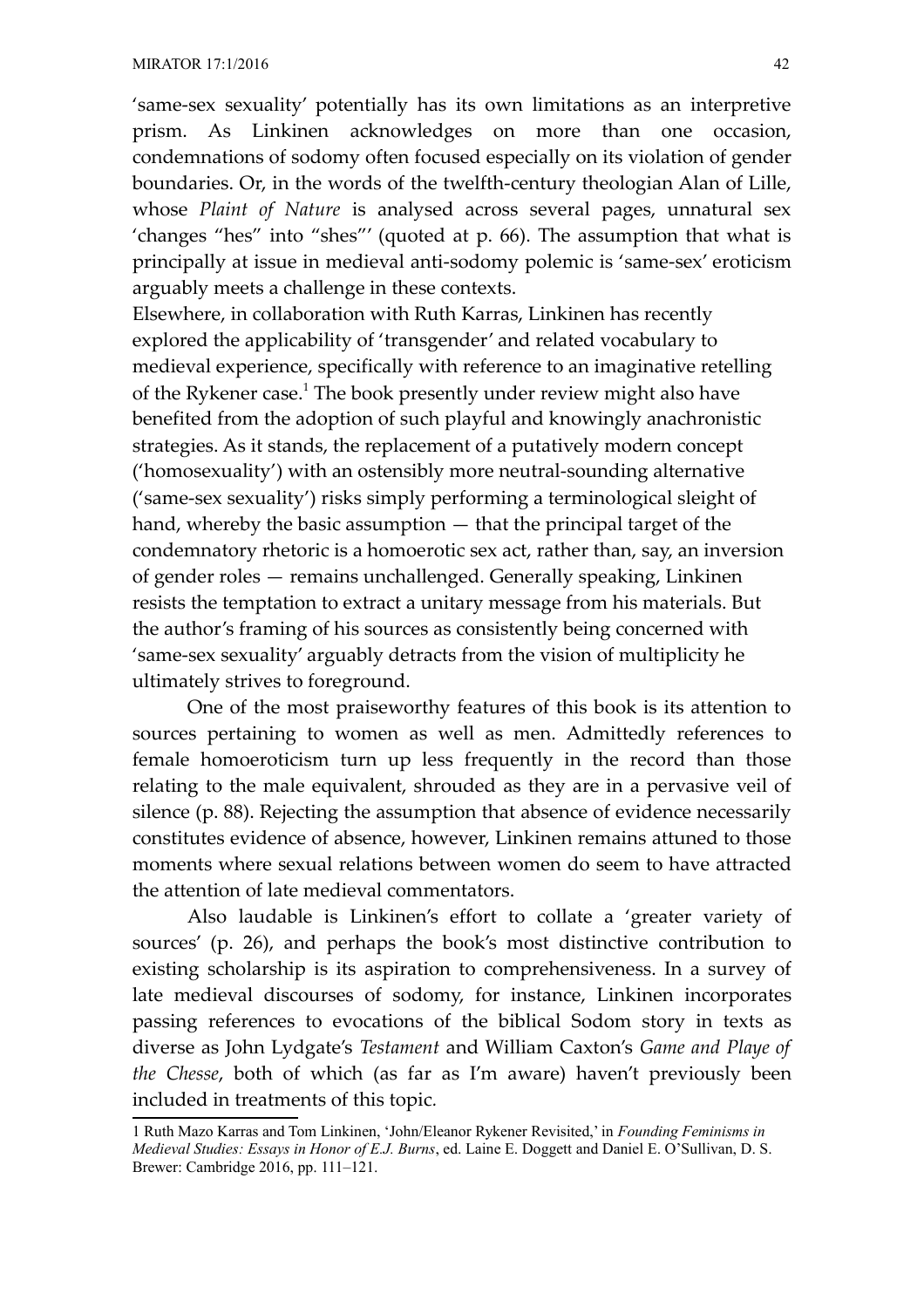'same-sex sexuality' potentially has its own limitations as an interpretive prism. As Linkinen acknowledges on more than one occasion, condemnations of sodomy often focused especially on its violation of gender boundaries. Or, in the words of the twelfth-century theologian Alan of Lille, whose *Plaint of Nature* is analysed across several pages, unnatural sex 'changes "hes" into "shes"' (quoted at p. 66). The assumption that what is principally at issue in medieval anti-sodomy polemic is 'same-sex' eroticism arguably meets a challenge in these contexts.

Elsewhere, in collaboration with Ruth Karras, Linkinen has recently explored the applicability of 'transgender' and related vocabulary to medieval experience, specifically with reference to an imaginative retelling of the Rykener case.[1] The book presently under review might also have benefited from the adoption of such playful and knowingly anachronistic strategies. As it stands, the replacement of a putatively modern concept ('homosexuality') with an ostensibly more neutral-sounding alternative ('same-sex sexuality') risks simply performing a terminological sleight of hand, whereby the basic assumption — that the principal target of the condemnatory rhetoric is a homoerotic sex act, rather than, say, an inversion of gender roles — remains unchallenged. Generally speaking, Linkinen resists the temptation to extract a unitary message from his materials. But the author's framing of his sources as consistently being concerned with 'same-sex sexuality' arguably detracts from the vision of multiplicity he ultimately strives to foreground.

One of the most praiseworthy features of this book is its attention to sources pertaining to women as well as men. Admittedly references to female homoeroticism turn up less frequently in the record than those relating to the male equivalent, shrouded as they are in a pervasive veil of silence (p. 88). Rejecting the assumption that absence of evidence necessarily constitutes evidence of absence, however, Linkinen remains attuned to those moments where sexual relations between women do seem to have attracted the attention of late medieval commentators.

Also laudable is Linkinen's effort to collate a 'greater variety of sources' (p. 26), and perhaps the book's most distinctive contribution to existing scholarship is its aspiration to comprehensiveness. In a survey of late medieval discourses of sodomy, for instance, Linkinen incorporates passing references to evocations of the biblical Sodom story in texts as diverse as John Lydgate's *Testament* and William Caxton's *Game and Playe of the Chesse*, both of which (as far as I'm aware) haven't previously been included in treatments of this topic.

---

1 Ruth Mazo Karras and Tom Linkinen, 'John/Eleanor Rykener Revisited,' in *Founding Feminisms in Medieval Studies: Essays in Honor of E.J. Burns*, ed. Laine E. Doggett and Daniel E. O'Sullivan, D. S. Brewer: Cambridge 2016, pp. 111–121.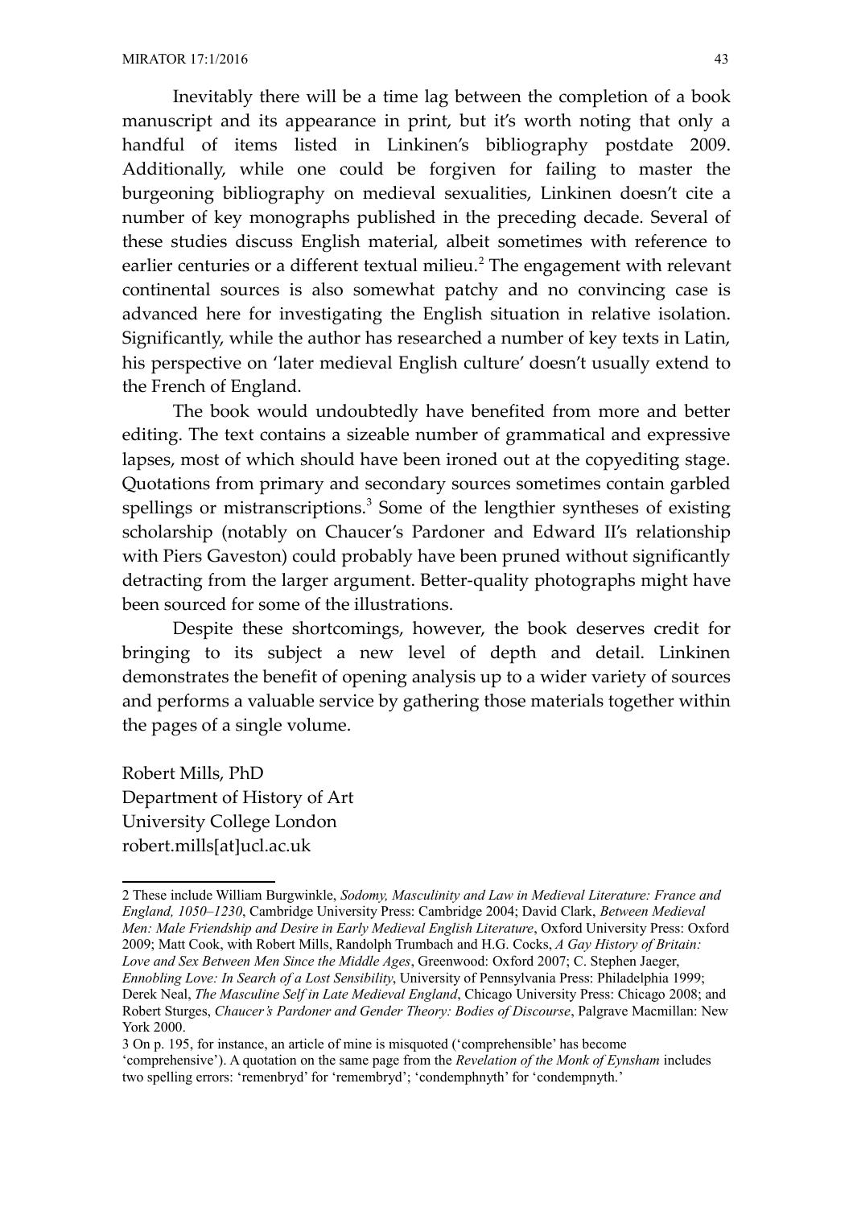Inevitably there will be a time lag between the completion of a book manuscript and its appearance in print, but it's worth noting that only a handful of items listed in Linkinen's bibliography postdate 2009. Additionally, while one could be forgiven for failing to master the burgeoning bibliography on medieval sexualities, Linkinen doesn't cite a number of key monographs published in the preceding decade. Several of these studies discuss English material, albeit sometimes with reference to earlier centuries or a different textual milieu.[2] The engagement with relevant continental sources is also somewhat patchy and no convincing case is advanced here for investigating the English situation in relative isolation. Significantly, while the author has researched a number of key texts in Latin, his perspective on 'later medieval English culture' doesn't usually extend to the French of England.

The book would undoubtedly have benefited from more and better editing. The text contains a sizeable number of grammatical and expressive lapses, most of which should have been ironed out at the copyediting stage. Quotations from primary and secondary sources sometimes contain garbled spellings or mistranscriptions.[3] Some of the lengthier syntheses of existing scholarship (notably on Chaucer's Pardoner and Edward II's relationship with Piers Gaveston) could probably have been pruned without significantly detracting from the larger argument. Better-quality photographs might have been sourced for some of the illustrations.

Despite these shortcomings, however, the book deserves credit for bringing to its subject a new level of depth and detail. Linkinen demonstrates the benefit of opening analysis up to a wider variety of sources and performs a valuable service by gathering those materials together within the pages of a single volume.

Robert Mills, PhD
Department of History of Art
University College London
robert.mills[at]ucl.ac.uk

---

2 These include William Burgwinkle, *Sodomy, Masculinity and Law in Medieval Literature: France and England, 1050–1230*, Cambridge University Press: Cambridge 2004; David Clark, *Between Medieval Men: Male Friendship and Desire in Early Medieval English Literature*, Oxford University Press: Oxford 2009; Matt Cook, with Robert Mills, Randolph Trumbach and H.G. Cocks, *A Gay History of Britain: Love and Sex Between Men Since the Middle Ages*, Greenwood: Oxford 2007; C. Stephen Jaeger, *Ennobling Love: In Search of a Lost Sensibility*, University of Pennsylvania Press: Philadelphia 1999; Derek Neal, *The Masculine Self in Late Medieval England*, Chicago University Press: Chicago 2008; and Robert Sturges, *Chaucer's Pardoner and Gender Theory: Bodies of Discourse*, Palgrave Macmillan: New York 2000.

3 On p. 195, for instance, an article of mine is misquoted ('comprehensible' has become 'comprehensive'). A quotation on the same page from the *Revelation of the Monk of Eynsham* includes two spelling errors: 'remenbryd' for 'remembryd'; 'condemphnyth' for 'condempnyth.'